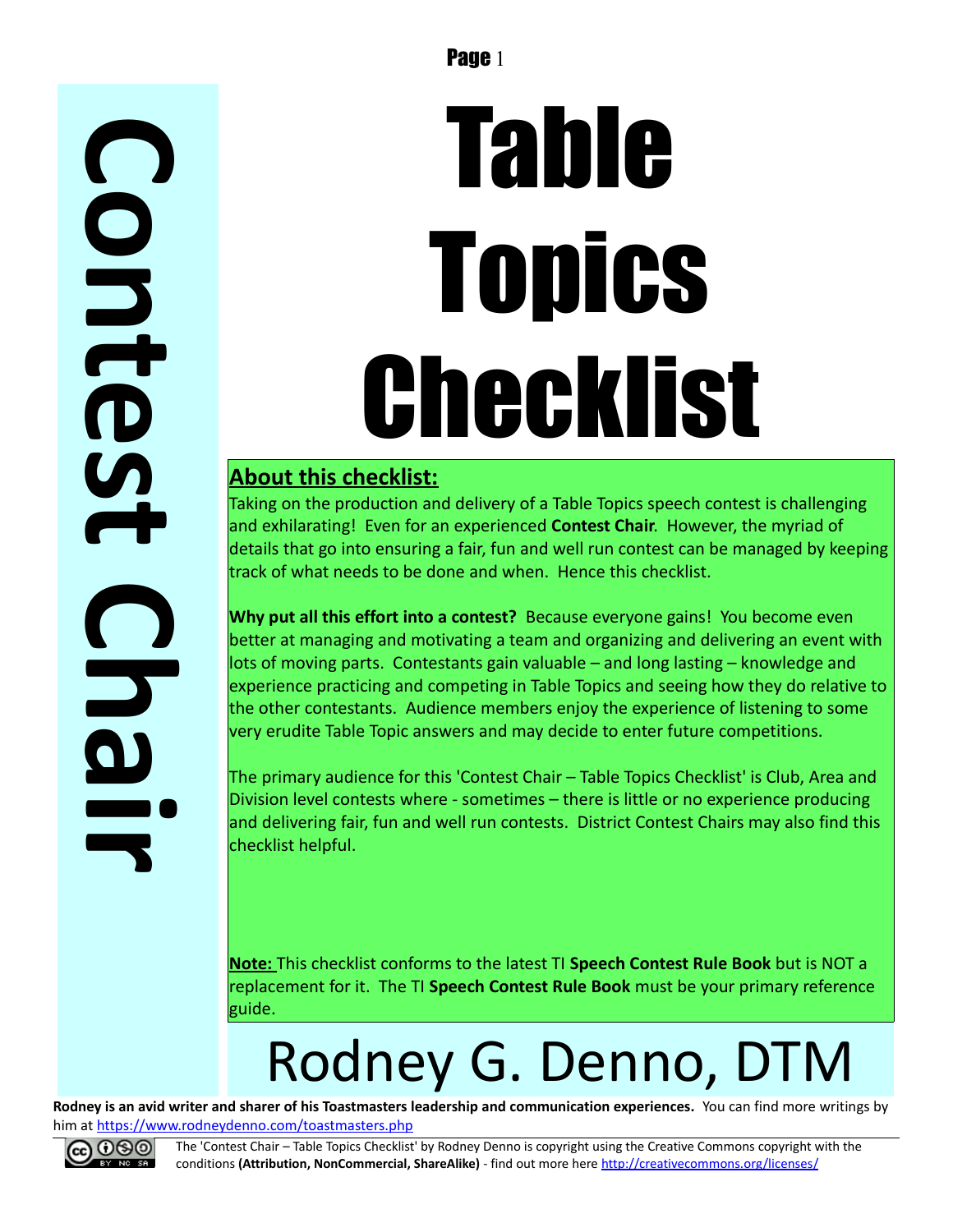Contest Chair

# Table Topics Checklist

## About this checklist:

Taking on the production and delivery of a Table Topics speech contest is challenging and exhilarating! Even for an experienced **Contest Chair**. However, the myriad of details that go into ensuring a fair, fun and well run contest can be managed by keeping track of what needs to be done and when. Hence this checklist.

**Why put all this effort into a contest?** Because everyone gains! You become even better at managing and motivating a team and organizing and delivering an event with lots of moving parts. Contestants gain valuable – and long lasting – knowledge and experience practicing and competing in Table Topics and seeing how they do relative to the other contestants. Audience members enjoy the experience of listening to some very erudite Table Topic answers and may decide to enter future competitions.

The primary audience for this 'Contest Chair – Table Topics Checklist' is Club, Area and Division level contests where - sometimes – there is little or no experience producing and delivering fair, fun and well run contests. District Contest Chairs may also find this checklist helpful.

**Note:** This checklist conforms to the latest TI **Speech Contest Rule Book** but is NOT a replacement for it. The TI **Speech Contest Rule Book** must be your primary reference guide.

# Rodney G. Denno, DTM

**Rodney is an avid writer and sharer of his Toastmasters leadership and communication experiences.** You can find more writings by him at https://www.rodneydenno.com/toastmasters.php

The 'Contest Chair – Table Topics Checklist' by Rodney Denno is copyright using the Creative Commons copyright with the conditions **(Attribution, NonCommercial, ShareAlike)** - find out more here http://creativecommons.org/licenses/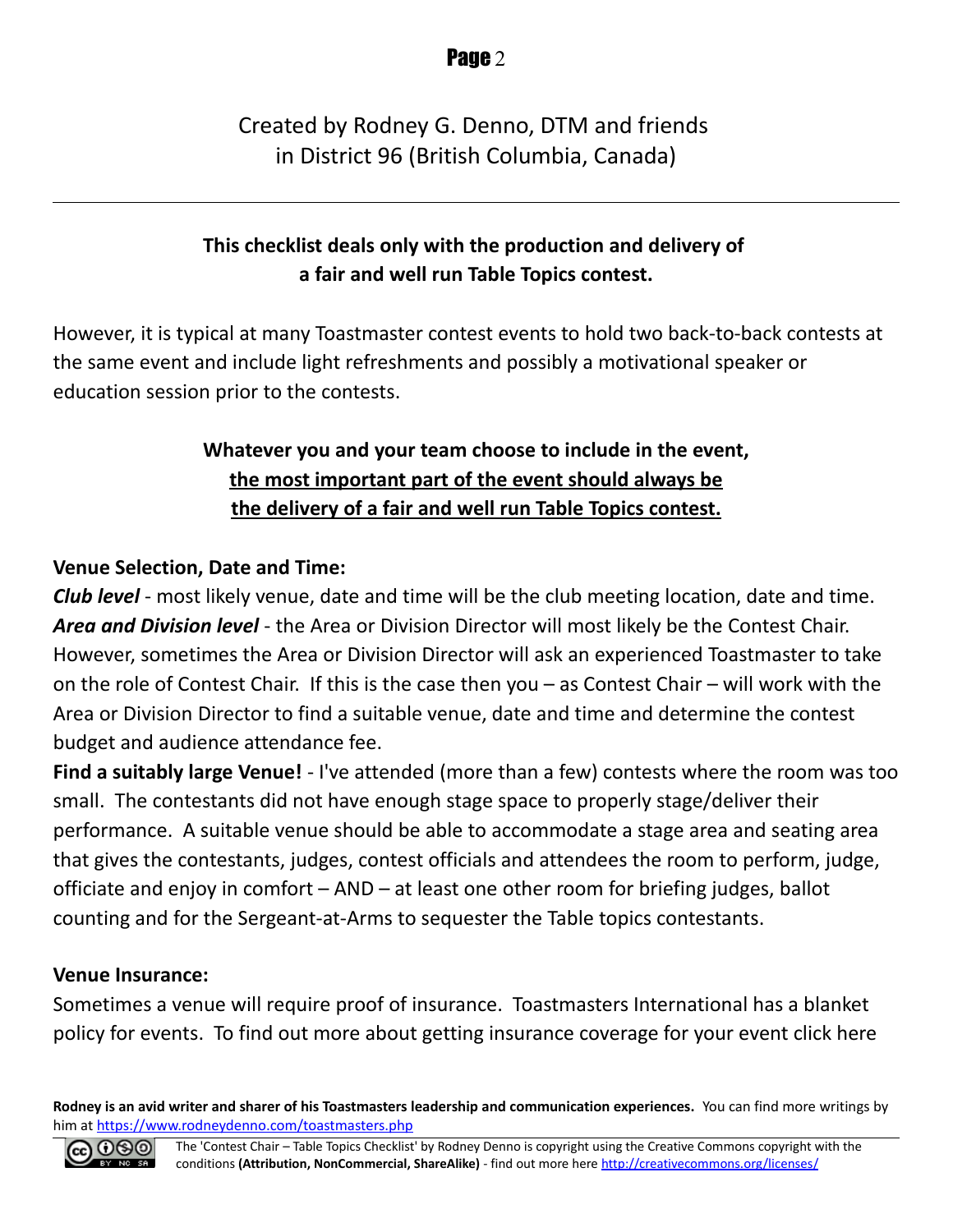Created by Rodney G. Denno, DTM and friends
in District 96 (British Columbia, Canada)

---

**This checklist deals only with the production and delivery of a fair and well run Table Topics contest.**

However, it is typical at many Toastmaster contest events to hold two back-to-back contests at the same event and include light refreshments and possibly a motivational speaker or education session prior to the contests.

**Whatever you and your team choose to include in the event, <u>the most important part of the event should always be the delivery of a fair and well run Table Topics contest.</u>**

**Venue Selection, Date and Time:**

***Club level*** - most likely venue, date and time will be the club meeting location, date and time.
***Area and Division level*** - the Area or Division Director will most likely be the Contest Chair. However, sometimes the Area or Division Director will ask an experienced Toastmaster to take on the role of Contest Chair. If this is the case then you – as Contest Chair – will work with the Area or Division Director to find a suitable venue, date and time and determine the contest budget and audience attendance fee.
**Find a suitably large Venue!** - I've attended (more than a few) contests where the room was too small. The contestants did not have enough stage space to properly stage/deliver their performance. A suitable venue should be able to accommodate a stage area and seating area that gives the contestants, judges, contest officials and attendees the room to perform, judge, officiate and enjoy in comfort – AND – at least one other room for briefing judges, ballot counting and for the Sergeant-at-Arms to sequester the Table topics contestants.

**Venue Insurance:**

Sometimes a venue will require proof of insurance. Toastmasters International has a blanket policy for events. To find out more about getting insurance coverage for your event click here

**Rodney is an avid writer and sharer of his Toastmasters leadership and communication experiences.** You can find more writings by him at https://www.rodneydenno.com/toastmasters.php

The 'Contest Chair – Table Topics Checklist' by Rodney Denno is copyright using the Creative Commons copyright with the conditions **(Attribution, NonCommercial, ShareAlike)** - find out more here http://creativecommons.org/licenses/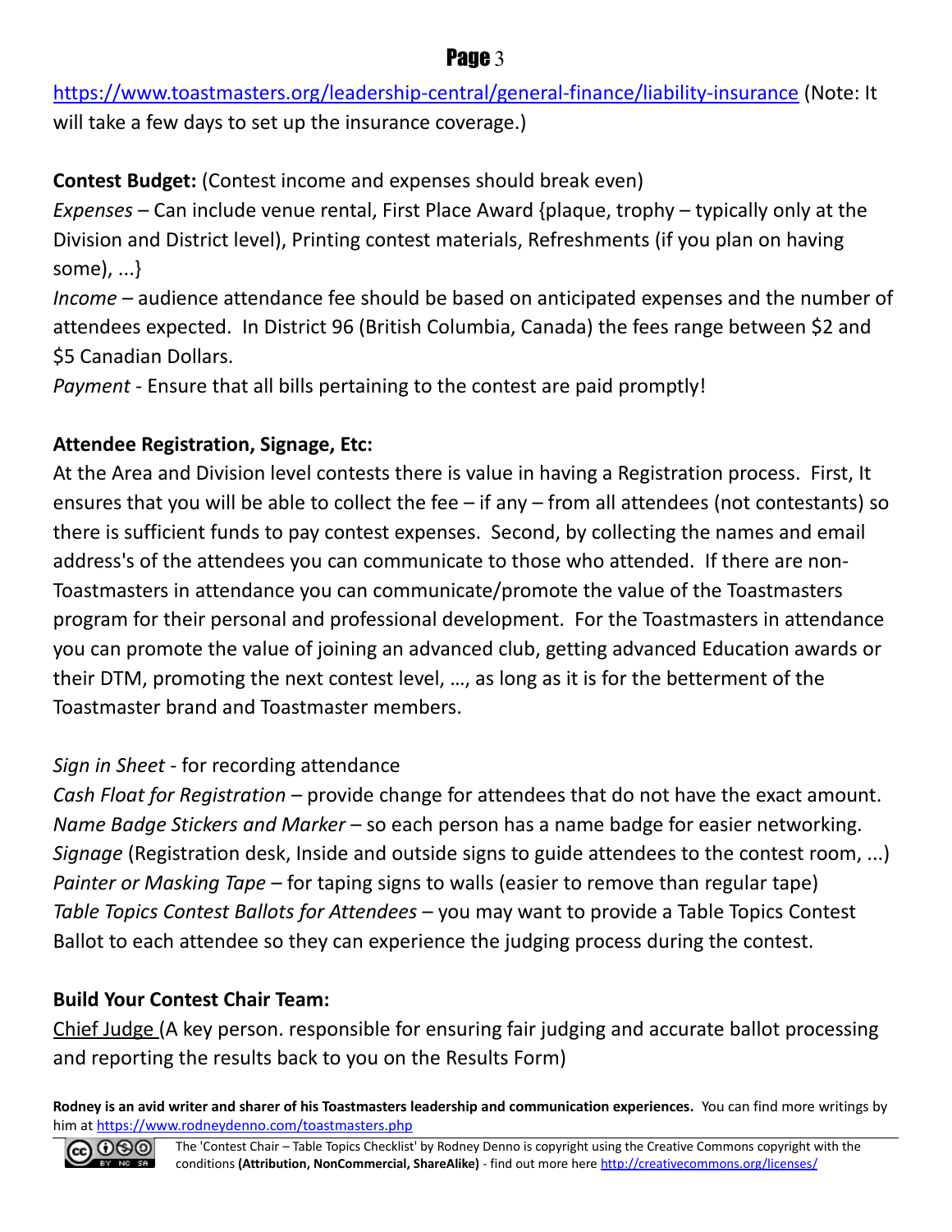https://www.toastmasters.org/leadership-central/general-finance/liability-insurance (Note: It will take a few days to set up the insurance coverage.)

**Contest Budget:** (Contest income and expenses should break even)
*Expenses* – Can include venue rental, First Place Award {plaque, trophy – typically only at the Division and District level), Printing contest materials, Refreshments (if you plan on having some), ...}
*Income* – audience attendance fee should be based on anticipated expenses and the number of attendees expected. In District 96 (British Columbia, Canada) the fees range between $2 and $5 Canadian Dollars.
*Payment* - Ensure that all bills pertaining to the contest are paid promptly!

**Attendee Registration, Signage, Etc:**
At the Area and Division level contests there is value in having a Registration process. First, It ensures that you will be able to collect the fee – if any – from all attendees (not contestants) so there is sufficient funds to pay contest expenses. Second, by collecting the names and email address's of the attendees you can communicate to those who attended. If there are non-Toastmasters in attendance you can communicate/promote the value of the Toastmasters program for their personal and professional development. For the Toastmasters in attendance you can promote the value of joining an advanced club, getting advanced Education awards or their DTM, promoting the next contest level, …, as long as it is for the betterment of the Toastmaster brand and Toastmaster members.

*Sign in Sheet* - for recording attendance
*Cash Float for Registration* – provide change for attendees that do not have the exact amount.
*Name Badge Stickers and Marker* – so each person has a name badge for easier networking.
*Signage* (Registration desk, Inside and outside signs to guide attendees to the contest room, ...)
*Painter or Masking Tape* – for taping signs to walls (easier to remove than regular tape)
*Table Topics Contest Ballots for Attendees* – you may want to provide a Table Topics Contest Ballot to each attendee so they can experience the judging process during the contest.

**Build Your Contest Chair Team:**
<u>Chief Judge</u> (A key person. responsible for ensuring fair judging and accurate ballot processing and reporting the results back to you on the Results Form)

**Rodney is an avid writer and sharer of his Toastmasters leadership and communication experiences.** You can find more writings by him at https://www.rodneydenno.com/toastmasters.php

The 'Contest Chair – Table Topics Checklist' by Rodney Denno is copyright using the Creative Commons copyright with the conditions **(Attribution, NonCommercial, ShareAlike)** - find out more here http://creativecommons.org/licenses/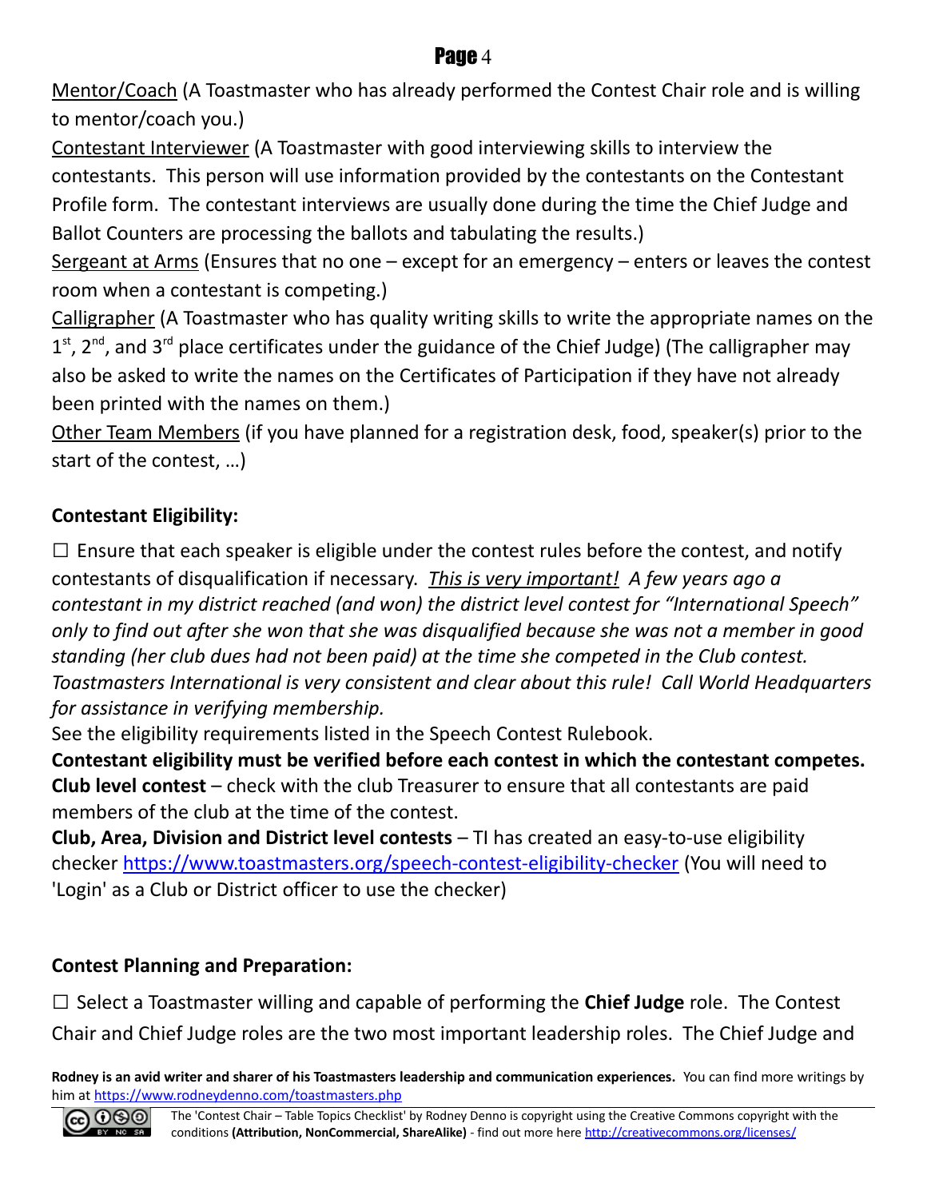Mentor/Coach (A Toastmaster who has already performed the Contest Chair role and is willing to mentor/coach you.)

Contestant Interviewer (A Toastmaster with good interviewing skills to interview the contestants. This person will use information provided by the contestants on the Contestant Profile form. The contestant interviews are usually done during the time the Chief Judge and Ballot Counters are processing the ballots and tabulating the results.)

Sergeant at Arms (Ensures that no one – except for an emergency – enters or leaves the contest room when a contestant is competing.)

Calligrapher (A Toastmaster who has quality writing skills to write the appropriate names on the 1st, 2nd, and 3rd place certificates under the guidance of the Chief Judge) (The calligrapher may also be asked to write the names on the Certificates of Participation if they have not already been printed with the names on them.)

Other Team Members (if you have planned for a registration desk, food, speaker(s) prior to the start of the contest, …)

**Contestant Eligibility:**

☐ Ensure that each speaker is eligible under the contest rules before the contest, and notify contestants of disqualification if necessary. *This is very important! A few years ago a contestant in my district reached (and won) the district level contest for "International Speech" only to find out after she won that she was disqualified because she was not a member in good standing (her club dues had not been paid) at the time she competed in the Club contest. Toastmasters International is very consistent and clear about this rule! Call World Headquarters for assistance in verifying membership.*

See the eligibility requirements listed in the Speech Contest Rulebook.

**Contestant eligibility must be verified before each contest in which the contestant competes.**

**Club level contest** – check with the club Treasurer to ensure that all contestants are paid members of the club at the time of the contest.

**Club, Area, Division and District level contests** – TI has created an easy-to-use eligibility checker https://www.toastmasters.org/speech-contest-eligibility-checker (You will need to 'Login' as a Club or District officer to use the checker)

**Contest Planning and Preparation:**

☐ Select a Toastmaster willing and capable of performing the **Chief Judge** role. The Contest Chair and Chief Judge roles are the two most important leadership roles. The Chief Judge and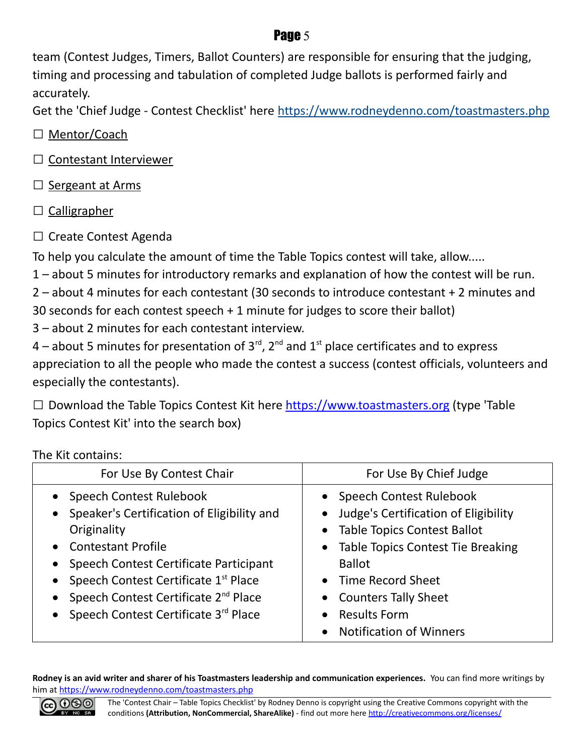team (Contest Judges, Timers, Ballot Counters) are responsible for ensuring that the judging, timing and processing and tabulation of completed Judge ballots is performed fairly and accurately.

Get the 'Chief Judge - Contest Checklist' here https://www.rodneydenno.com/toastmasters.php

☐ Mentor/Coach

☐ Contestant Interviewer

☐ Sergeant at Arms

☐ Calligrapher

☐ Create Contest Agenda

To help you calculate the amount of time the Table Topics contest will take, allow.....

1 – about 5 minutes for introductory remarks and explanation of how the contest will be run.

2 – about 4 minutes for each contestant (30 seconds to introduce contestant + 2 minutes and 30 seconds for each contest speech + 1 minute for judges to score their ballot)

3 – about 2 minutes for each contestant interview.

4 – about 5 minutes for presentation of 3rd, 2nd and 1st place certificates and to express appreciation to all the people who made the contest a success (contest officials, volunteers and especially the contestants).

☐ Download the Table Topics Contest Kit here https://www.toastmasters.org (type 'Table Topics Contest Kit' into the search box)

The Kit contains:

| For Use By Contest Chair | For Use By Chief Judge |
|---|---|
| • Speech Contest Rulebook<br>• Speaker's Certification of Eligibility and Originality<br>• Contestant Profile<br>• Speech Contest Certificate Participant<br>• Speech Contest Certificate 1st Place<br>• Speech Contest Certificate 2nd Place<br>• Speech Contest Certificate 3rd Place | • Speech Contest Rulebook<br>• Judge's Certification of Eligibility<br>• Table Topics Contest Ballot<br>• Table Topics Contest Tie Breaking Ballot<br>• Time Record Sheet<br>• Counters Tally Sheet<br>• Results Form<br>• Notification of Winners |

**Rodney is an avid writer and sharer of his Toastmasters leadership and communication experiences.** You can find more writings by him at https://www.rodneydenno.com/toastmasters.php

The 'Contest Chair – Table Topics Checklist' by Rodney Denno is copyright using the Creative Commons copyright with the conditions **(Attribution, NonCommercial, ShareAlike)** - find out more here http://creativecommons.org/licenses/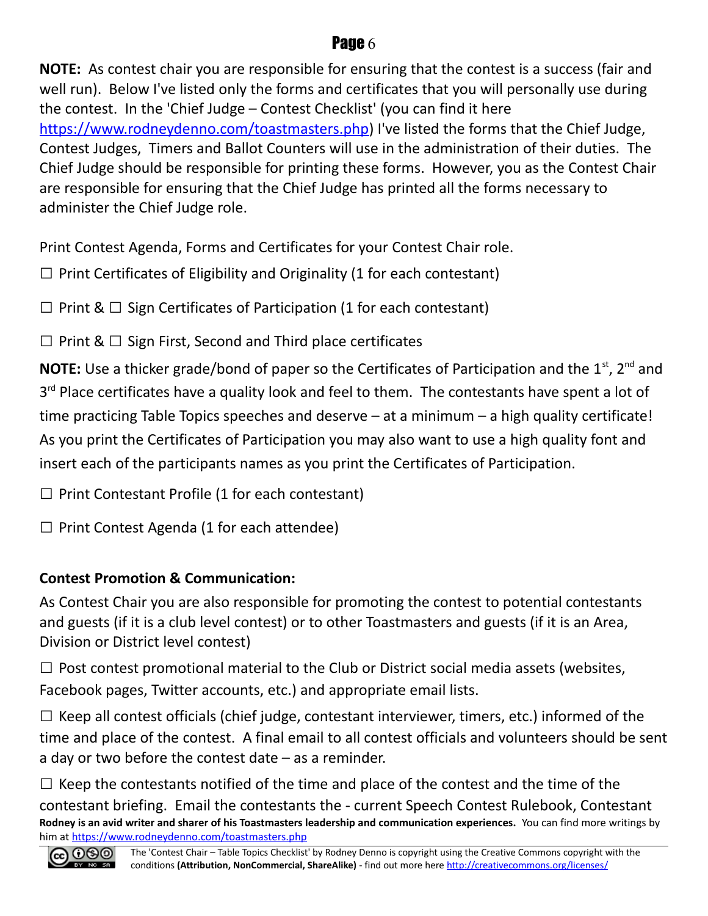**NOTE:** As contest chair you are responsible for ensuring that the contest is a success (fair and well run). Below I've listed only the forms and certificates that you will personally use during the contest. In the 'Chief Judge – Contest Checklist' (you can find it here https://www.rodneydenno.com/toastmasters.php) I've listed the forms that the Chief Judge, Contest Judges, Timers and Ballot Counters will use in the administration of their duties. The Chief Judge should be responsible for printing these forms. However, you as the Contest Chair are responsible for ensuring that the Chief Judge has printed all the forms necessary to administer the Chief Judge role.

Print Contest Agenda, Forms and Certificates for your Contest Chair role.

☐ Print Certificates of Eligibility and Originality (1 for each contestant)

☐ Print & ☐ Sign Certificates of Participation (1 for each contestant)

☐ Print & ☐ Sign First, Second and Third place certificates

**NOTE:** Use a thicker grade/bond of paper so the Certificates of Participation and the 1st, 2nd and 3rd Place certificates have a quality look and feel to them. The contestants have spent a lot of time practicing Table Topics speeches and deserve – at a minimum – a high quality certificate! As you print the Certificates of Participation you may also want to use a high quality font and insert each of the participants names as you print the Certificates of Participation.

☐ Print Contestant Profile (1 for each contestant)

☐ Print Contest Agenda (1 for each attendee)

**Contest Promotion & Communication:**

As Contest Chair you are also responsible for promoting the contest to potential contestants and guests (if it is a club level contest) or to other Toastmasters and guests (if it is an Area, Division or District level contest)

☐ Post contest promotional material to the Club or District social media assets (websites, Facebook pages, Twitter accounts, etc.) and appropriate email lists.

☐ Keep all contest officials (chief judge, contestant interviewer, timers, etc.) informed of the time and place of the contest. A final email to all contest officials and volunteers should be sent a day or two before the contest date – as a reminder.

☐ Keep the contestants notified of the time and place of the contest and the time of the contestant briefing. Email the contestants the - current Speech Contest Rulebook, Contestant

**Rodney is an avid writer and sharer of his Toastmasters leadership and communication experiences.** You can find more writings by him at https://www.rodneydenno.com/toastmasters.php

The 'Contest Chair – Table Topics Checklist' by Rodney Denno is copyright using the Creative Commons copyright with the conditions **(Attribution, NonCommercial, ShareAlike)** - find out more here http://creativecommons.org/licenses/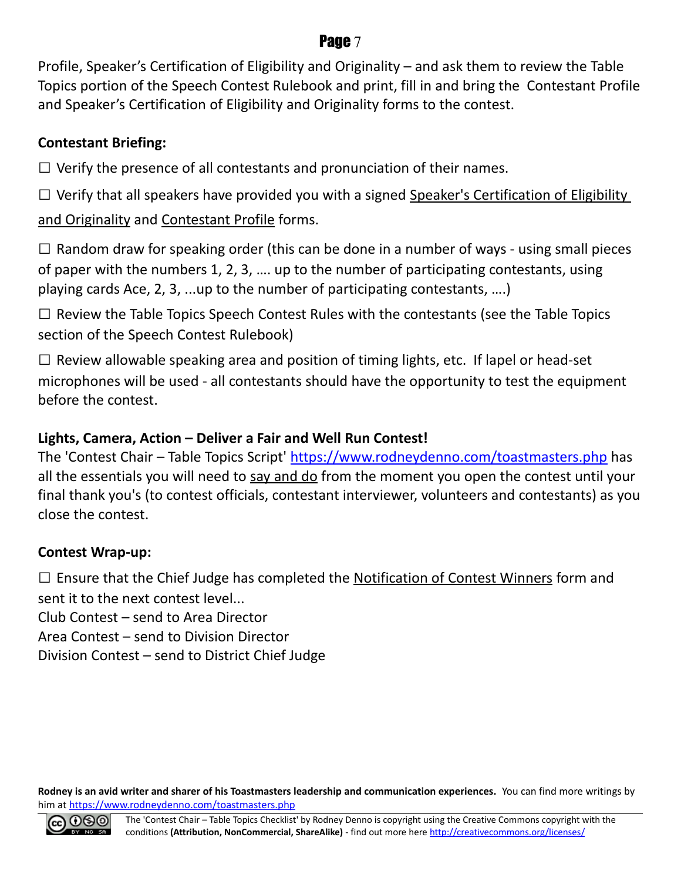Profile, Speaker's Certification of Eligibility and Originality – and ask them to review the Table Topics portion of the Speech Contest Rulebook and print, fill in and bring the Contestant Profile and Speaker's Certification of Eligibility and Originality forms to the contest.

**Contestant Briefing:**

☐ Verify the presence of all contestants and pronunciation of their names.

☐ Verify that all speakers have provided you with a signed Speaker's Certification of Eligibility and Originality and Contestant Profile forms.

☐ Random draw for speaking order (this can be done in a number of ways - using small pieces of paper with the numbers 1, 2, 3, …. up to the number of participating contestants, using playing cards Ace, 2, 3, ...up to the number of participating contestants, ….)

☐ Review the Table Topics Speech Contest Rules with the contestants (see the Table Topics section of the Speech Contest Rulebook)

☐ Review allowable speaking area and position of timing lights, etc. If lapel or head-set microphones will be used - all contestants should have the opportunity to test the equipment before the contest.

**Lights, Camera, Action – Deliver a Fair and Well Run Contest!**

The 'Contest Chair – Table Topics Script' https://www.rodneydenno.com/toastmasters.php has all the essentials you will need to say and do from the moment you open the contest until your final thank you's (to contest officials, contestant interviewer, volunteers and contestants) as you close the contest.

**Contest Wrap-up:**

☐ Ensure that the Chief Judge has completed the Notification of Contest Winners form and sent it to the next contest level...
Club Contest – send to Area Director
Area Contest – send to Division Director
Division Contest – send to District Chief Judge

**Rodney is an avid writer and sharer of his Toastmasters leadership and communication experiences.** You can find more writings by him at https://www.rodneydenno.com/toastmasters.php

The 'Contest Chair – Table Topics Checklist' by Rodney Denno is copyright using the Creative Commons copyright with the conditions **(Attribution, NonCommercial, ShareAlike)** - find out more here http://creativecommons.org/licenses/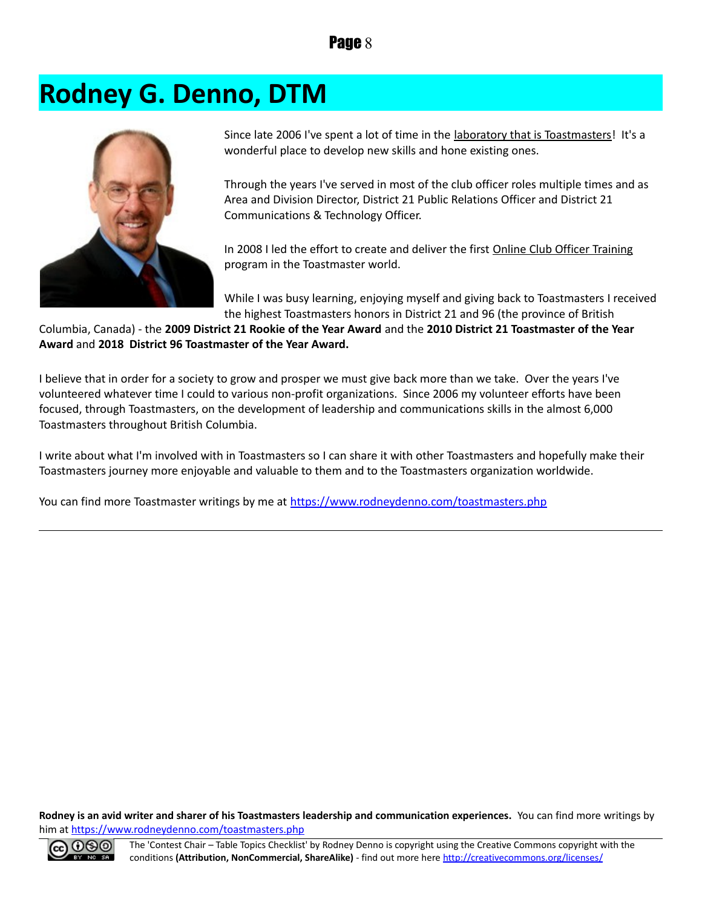# Rodney G. Denno, DTM

Since late 2006 I've spent a lot of time in the laboratory that is Toastmasters! It's a wonderful place to develop new skills and hone existing ones.

Through the years I've served in most of the club officer roles multiple times and as Area and Division Director, District 21 Public Relations Officer and District 21 Communications & Technology Officer.

In 2008 I led the effort to create and deliver the first Online Club Officer Training program in the Toastmaster world.

While I was busy learning, enjoying myself and giving back to Toastmasters I received the highest Toastmasters honors in District 21 and 96 (the province of British Columbia, Canada) - the **2009 District 21 Rookie of the Year Award** and the **2010 District 21 Toastmaster of the Year Award** and **2018 District 96 Toastmaster of the Year Award.**

I believe that in order for a society to grow and prosper we must give back more than we take. Over the years I've volunteered whatever time I could to various non-profit organizations. Since 2006 my volunteer efforts have been focused, through Toastmasters, on the development of leadership and communications skills in the almost 6,000 Toastmasters throughout British Columbia.

I write about what I'm involved with in Toastmasters so I can share it with other Toastmasters and hopefully make their Toastmasters journey more enjoyable and valuable to them and to the Toastmasters organization worldwide.

You can find more Toastmaster writings by me at https://www.rodneydenno.com/toastmasters.php

---

**Rodney is an avid writer and sharer of his Toastmasters leadership and communication experiences.** You can find more writings by him at https://www.rodneydenno.com/toastmasters.php

The 'Contest Chair – Table Topics Checklist' by Rodney Denno is copyright using the Creative Commons copyright with the conditions **(Attribution, NonCommercial, ShareAlike)** - find out more here http://creativecommons.org/licenses/